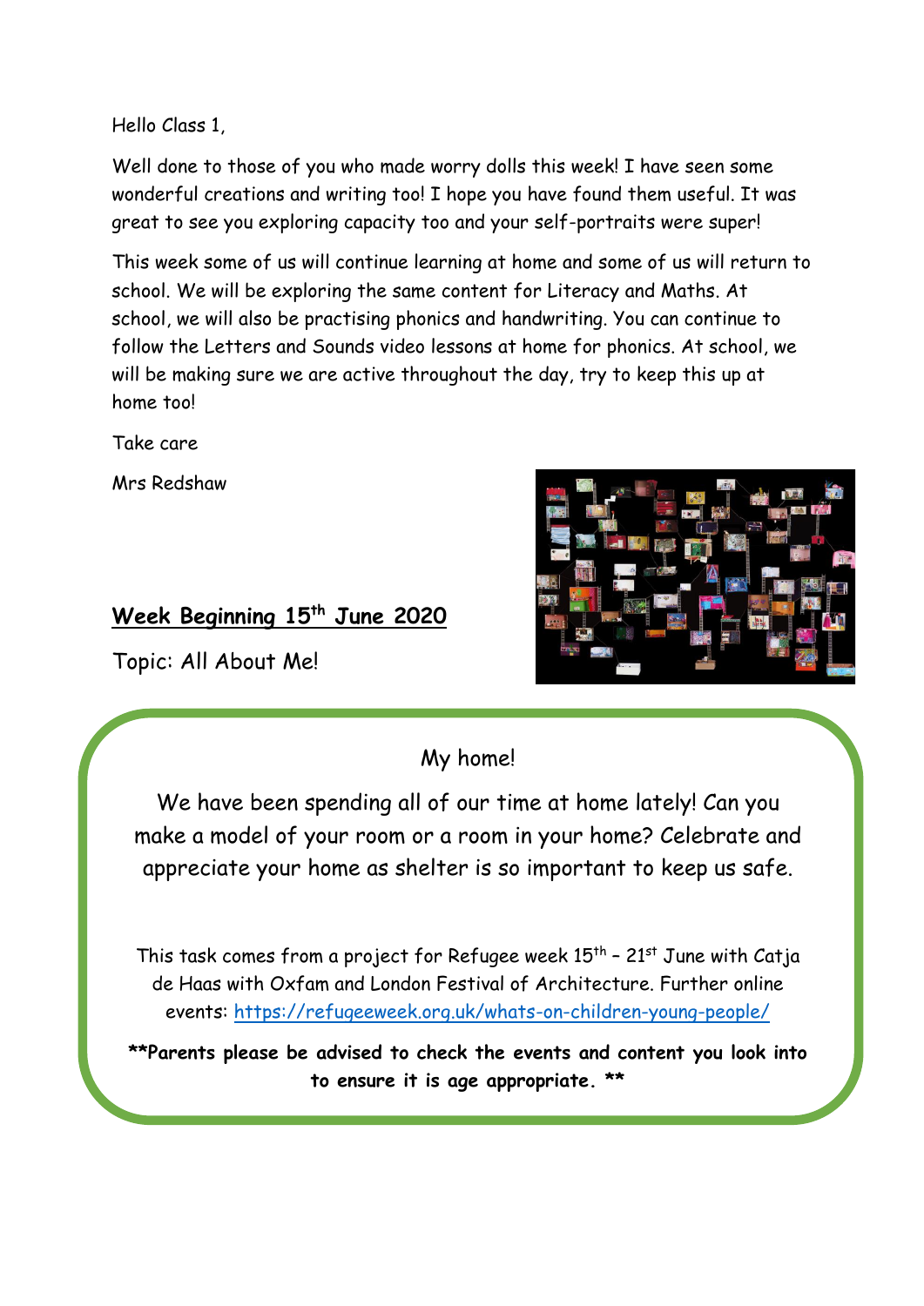Hello Class 1,

Well done to those of you who made worry dolls this week! I have seen some wonderful creations and writing too! I hope you have found them useful. It was great to see you exploring capacity too and your self-portraits were super!

This week some of us will continue learning at home and some of us will return to school. We will be exploring the same content for Literacy and Maths. At school, we will also be practising phonics and handwriting. You can continue to follow the Letters and Sounds video lessons at home for phonics. At school, we will be making sure we are active throughout the day, try to keep this up at home too!

Take care

Mrs Redshaw

## Week Beginning 15th June 2020

Topic: All About Me!

My home!

We have been spending all of our time at home lately! Can you make a model of your room or a room in your home? Celebrate and appreciate your home as shelter is so important to keep us safe.

This task comes from a project for Refugee week 15th – 21st June with Catja de Haas with Oxfam and London Festival of Architecture. Further online events: https://refugeeweek.org.uk/whats-on-children-young-people/

**\*\*Parents please be advised to check the events and content you look into to ensure it is age appropriate. \*\***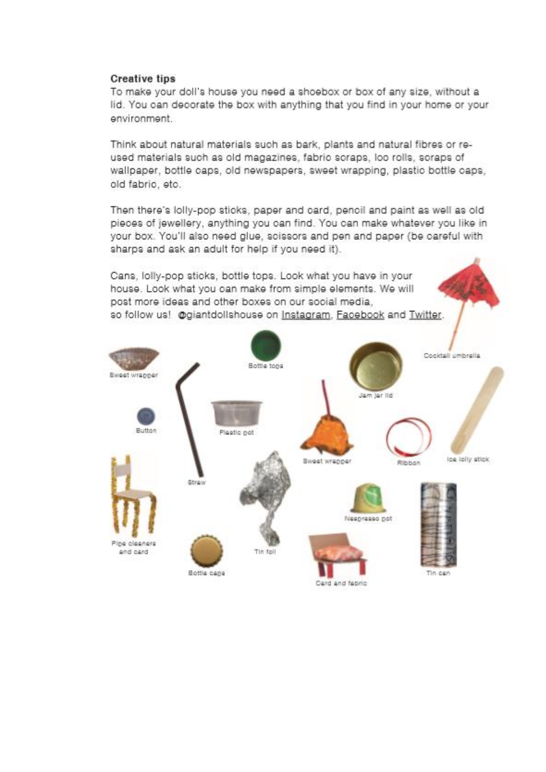**Creative tips**

To make your doll's house you need a shoebox or box of any size, without a lid. You can decorate the box with anything that you find in your home or your environment.

Think about natural materials such as bark, plants and natural fibres or re-used materials such as old magazines, fabric scraps, loo rolls, scraps of wallpaper, bottle caps, old newspapers, sweet wrapping, plastic bottle caps, old fabric, etc.

Then there's lolly-pop sticks, paper and card, pencil and paint as well as old pieces of jewellery, anything you can find. You can make whatever you like in your box. You'll also need glue, scissors and pen and paper (be careful with sharps and ask an adult for help if you need it).

Cans, lolly-pop sticks, bottle tops. Look what you have in your house. Look what you can make from simple elements. We will post more ideas and other boxes on our social media, so follow us! @giantdollshouse on Instagram, Facebook and Twitter.

Sweet wrapper

Bottle tops

Jam jar lid

Cocktail umbrella

Button

Plastic pot

Sweet wrapper

Ribbon

Ice lolly stick

Straw

Pipe cleaners and card

Nespresso pot

Bottle caps

Tin foil

Card and fabric

Tin can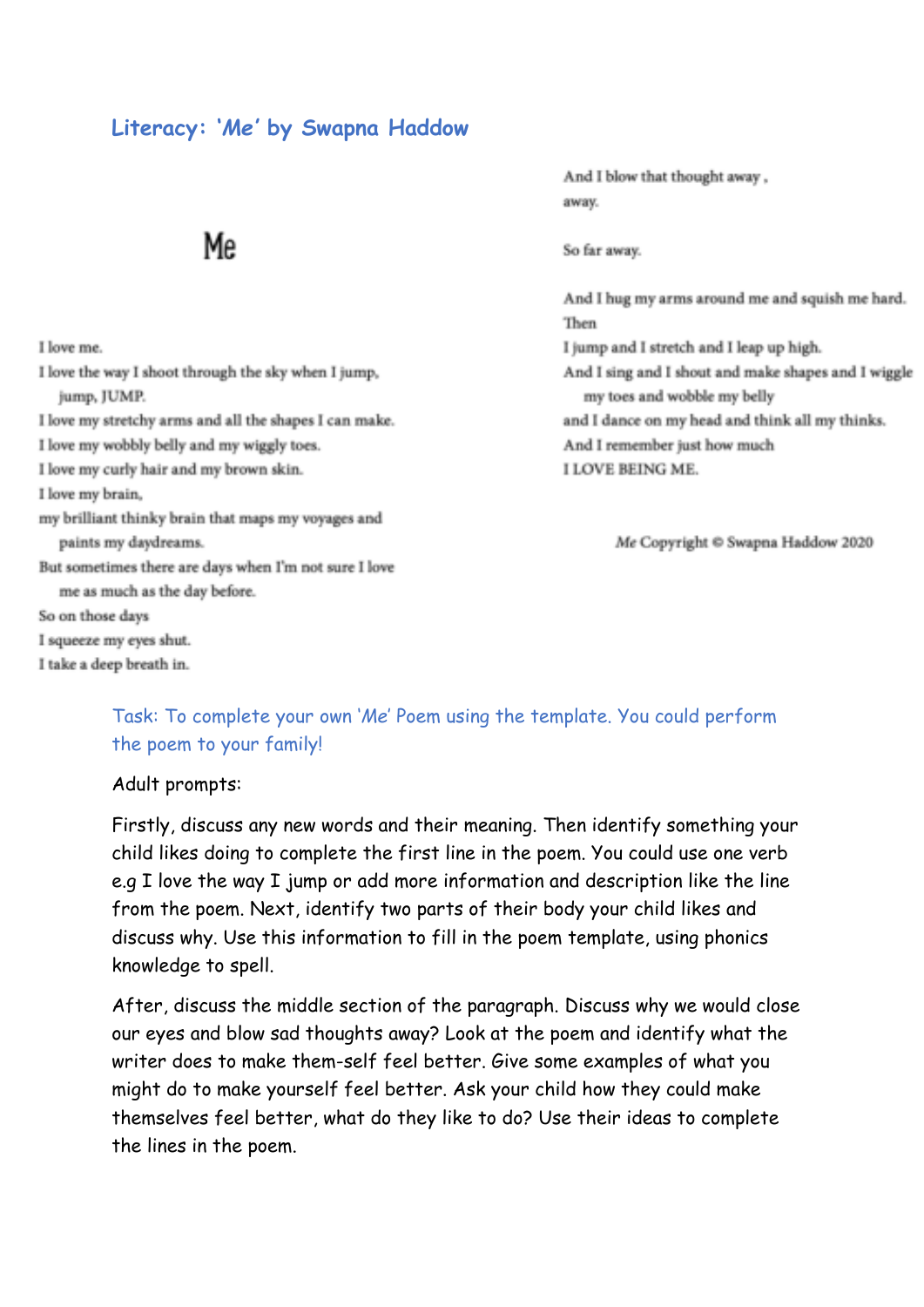## Literacy: 'Me' by Swapna Haddow

### Me

I love me.
I love the way I shoot through the sky when I jump,
jump, JUMP.
I love my stretchy arms and all the shapes I can make.
I love my wobbly belly and my wiggly toes.
I love my curly hair and my brown skin.
I love my brain,
my brilliant thinky brain that maps my voyages and
paints my daydreams.
But sometimes there are days when I'm not sure I love
me as much as the day before.
So on those days
I squeeze my eyes shut.
I take a deep breath in.

And I blow that thought away ,
away.

So far away.

And I hug my arms around me and squish me hard.
Then
I jump and I stretch and I leap up high.
And I sing and I shout and make shapes and I wiggle
my toes and wobble my belly
and I dance on my head and think all my thinks.
And I remember just how much
I LOVE BEING ME.

*Me* Copyright © Swapna Haddow 2020

Task: To complete your own 'Me' Poem using the template. You could perform the poem to your family!

Adult prompts:

Firstly, discuss any new words and their meaning. Then identify something your child likes doing to complete the first line in the poem. You could use one verb e.g I love the way I jump or add more information and description like the line from the poem. Next, identify two parts of their body your child likes and discuss why. Use this information to fill in the poem template, using phonics knowledge to spell.

After, discuss the middle section of the paragraph. Discuss why we would close our eyes and blow sad thoughts away? Look at the poem and identify what the writer does to make them-self feel better. Give some examples of what you might do to make yourself feel better. Ask your child how they could make themselves feel better, what do they like to do? Use their ideas to complete the lines in the poem.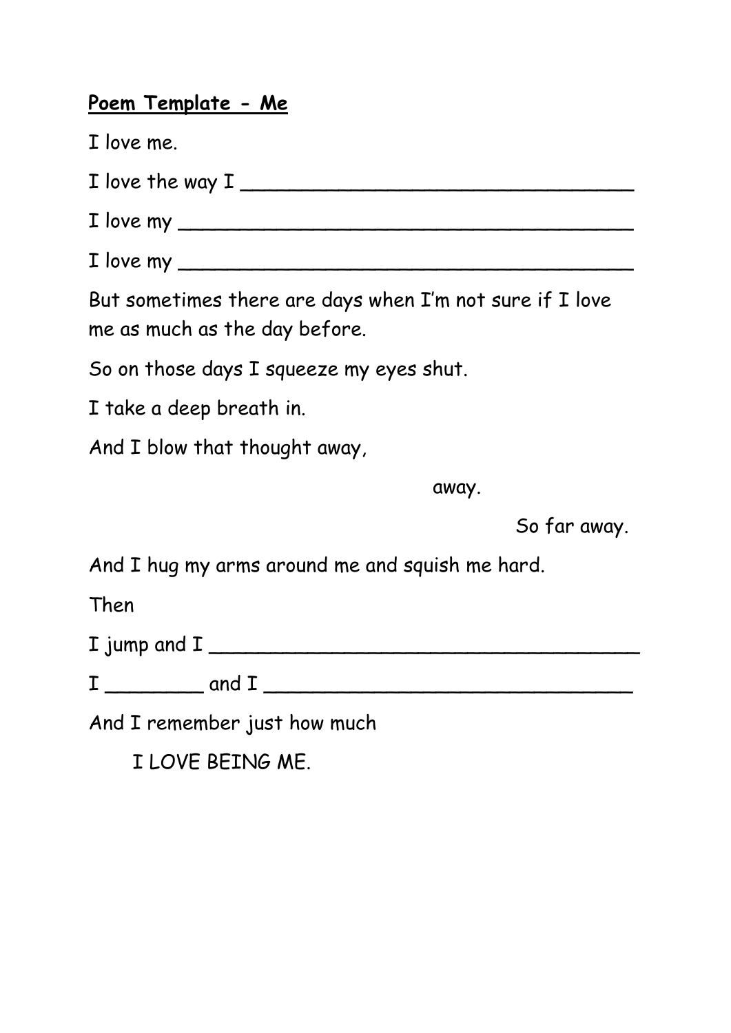**<u>Poem Template - Me</u>**

I love me.

I love the way I ________________________________

I love my ____________________________________

I love my ____________________________________

But sometimes there are days when I'm not sure if I love me as much as the day before.

So on those days I squeeze my eyes shut.

I take a deep breath in.

And I blow that thought away,

away.

So far away.

And I hug my arms around me and squish me hard.

Then

I jump and I ___________________________________

I ________ and I ______________________________

And I remember just how much

I LOVE BEING ME.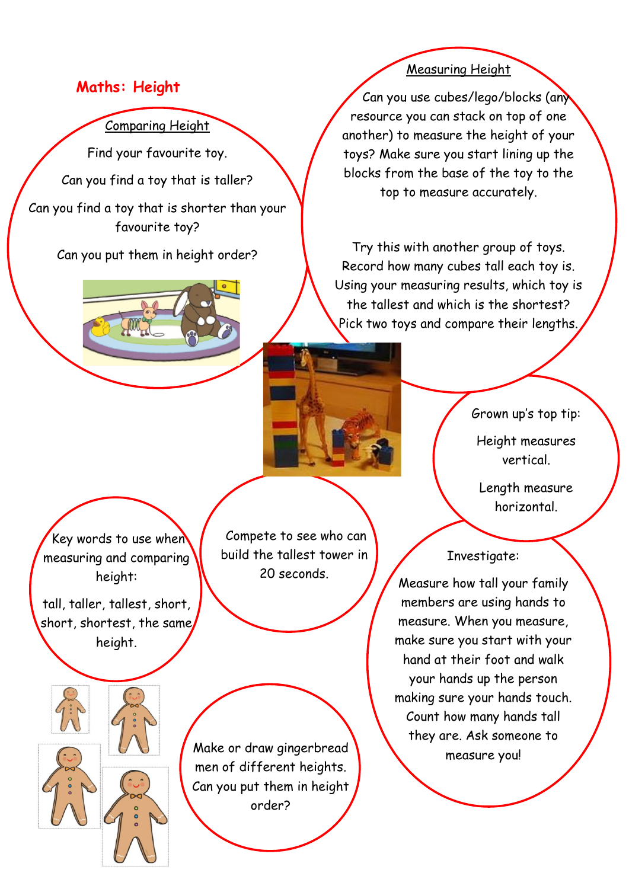# Maths: Height

## Comparing Height

Find your favourite toy.

Can you find a toy that is taller?

Can you find a toy that is shorter than your favourite toy?

Can you put them in height order?

## Measuring Height

Can you use cubes/lego/blocks (any resource you can stack on top of one another) to measure the height of your toys? Make sure you start lining up the blocks from the base of the toy to the top to measure accurately.

Try this with another group of toys. Record how many cubes tall each toy is. Using your measuring results, which toy is the tallest and which is the shortest? Pick two toys and compare their lengths.

Grown up's top tip:

Height measures vertical.

Length measure horizontal.

Key words to use when measuring and comparing height:

tall, taller, tallest, short, short, shortest, the same height.

Compete to see who can build the tallest tower in 20 seconds.

Investigate:

Measure how tall your family members are using hands to measure. When you measure, make sure you start with your hand at their foot and walk your hands up the person making sure your hands touch. Count how many hands tall they are. Ask someone to measure you!

Make or draw gingerbread men of different heights. Can you put them in height order?